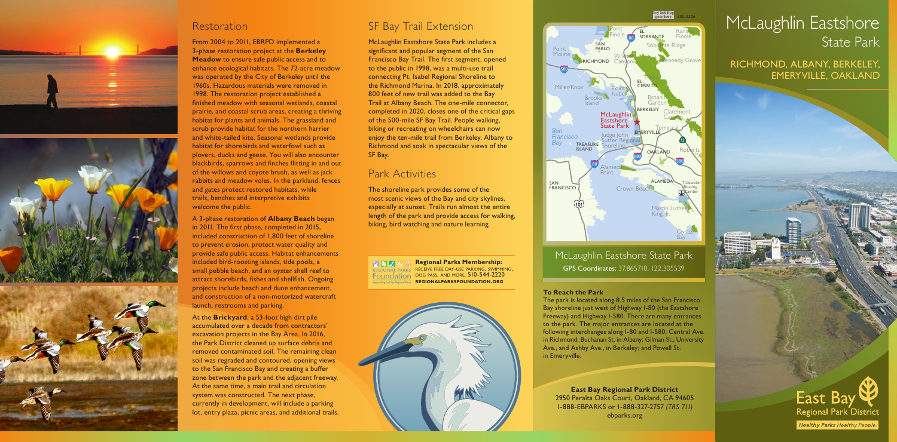## Restoration

From 2004 to 2011, EBRPD implemented a 3-phase restoration project at the **Berkeley Meadow** to ensure safe public access and to enhance ecological habitats. The 72-acre meadow was operated by the City of Berkeley until the 1960s. Hazardous materials were removed in 1998. The restoration project established a finished meadow with seasonal wetlands, coastal prairie, and coastal scrub areas, creating a thriving habitat for plants and animals. The grassland and scrub provide habitat for the northern harrier and white-tailed kite. Seasonal wetlands provide habitat for shorebirds and waterfowl such as plovers, ducks and geese. You will also encounter blackbirds, sparrows and finches flitting in and out of the willows and coyote brush, as well as jack rabbits and meadow voles. In the parkland, fences and gates protect restored habitats, while trails, benches and interpretive exhibits welcome the public.

A 3-phase restoration of **Albany Beach** began in 2011. The first phase, completed in 2015, included construction of 1,800 feet of shoreline to prevent erosion, protect water quality and provide safe public access. Habitat enhancements included bird-roosting islands, tide pools, a small pebble beach, and an oyster shell reef to attract shorebirds, fishes and shellfish. Ongoing projects include beach and dune enhancement, and construction of a non-motorized watercraft launch, restrooms and parking.

At the **Brickyard**, a 53-foot high dirt pile accumulated over a decade from contractors' excavation projects in the Bay Area. In 2016, the Park District cleaned up surface debris and removed contaminated soil. The remaining clean soil was regraded and contoured, opening views to the San Francisco Bay and creating a buffer zone between the park and the adjacent freeway. At the same time, a main trail and circulation system was constructed. The next phase, currently in development, will include a parking lot, entry plaza, picnic areas, and additional trails.

## SF Bay Trail Extension

McLaughlin Eastshore State Park includes a significant and popular segment of the San Francisco Bay Trail. The first segment, opened to the public in 1998, was a multi-use trail connecting Pt. Isabel Regional Shoreline to the Richmond Marina. In 2018, approximately 800 feet of new trail was added to the Bay Trail at Albany Beach. The one-mile connector, completed in 2020, closes one of the critical gaps of the 500-mile SF Bay Trail. People walking, biking or recreating on wheelchairs can now enjoy the ten-mile trail from Berkeley, Albany to Richmond and soak in spectacular views of the SF Bay.

## Park Activities

The shoreline park provides some of the most scenic views of the Bay and city skylines, especially at sunset. Trails run almost the entire length of the park and provide access for walking, biking, bird watching and nature learning.

**Regional Parks Membership:** RECEIVE FREE DAY-USE PARKING, SWIMMING, DOG PASS, AND MORE. 510-544-2220 **REGIONALPARKSFOUNDATION.ORG**

Regional Parks Foundation — Supporting East Bay Regional Parks

Soy Ink Bug goes here 20210506

## McLaughlin Eastshore State Park

GPS Coordinates: 37.865710,-122.305539

**To Reach the Park**

The park is located along 8.5 miles of the San Francisco Bay shoreline just west of Highway I-80 (the Eastshore Freeway) and Highway I-580. There are many entrances to the park. The major entrances are located at the following interchanges along I-80 and I-580: Central Ave. in Richmond; Buchanan St. in Albany; Gilman St., University Ave., and Ashby Ave., in Berkeley; and Powell St. in Emeryville.

**East Bay Regional Park District**
2950 Peralta Oaks Court, Oakland, CA 94605
1-888-EBPARKS or 1-888-327-2757 *(TRS 711)*
ebparks.org

# McLaughlin Eastshore State Park

## RICHMOND, ALBANY, BERKELEY, EMERYVILLE, OAKLAND

East Bay Regional Park District

*Healthy Parks Healthy People*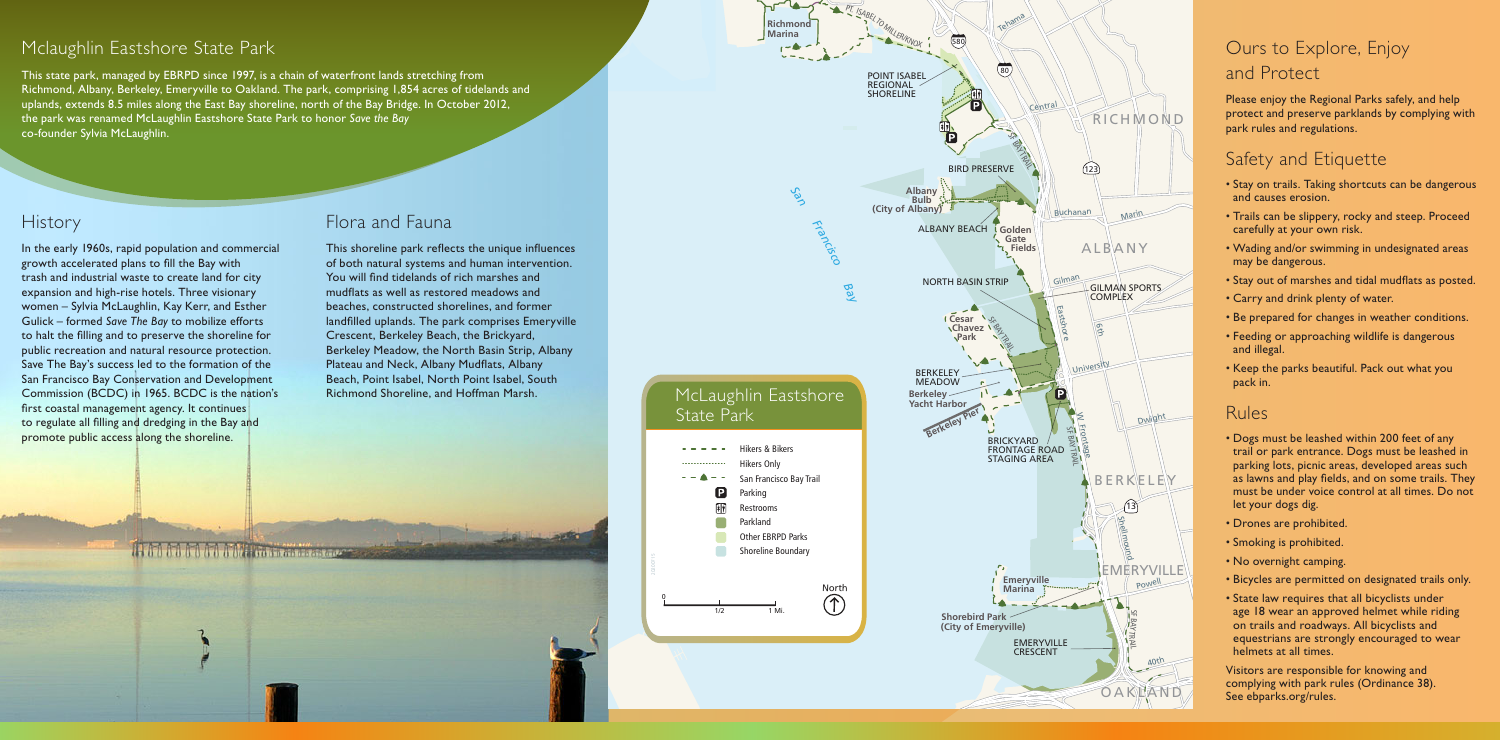## Mclaughlin Eastshore State Park

This state park, managed by EBRPD since 1997, is a chain of waterfront lands stretching from Richmond, Albany, Berkeley, Emeryville to Oakland. The park, comprising 1,854 acres of tidelands and uplands, extends 8.5 miles along the East Bay shoreline, north of the Bay Bridge. In October 2012, the park was renamed McLaughlin Eastshore State Park to honor *Save the Bay* co-founder Sylvia McLaughlin.

## History

In the early 1960s, rapid population and commercial growth accelerated plans to fill the Bay with trash and industrial waste to create land for city expansion and high-rise hotels. Three visionary women – Sylvia McLaughlin, Kay Kerr, and Esther Gulick – formed *Save The Bay* to mobilize efforts to halt the filling and to preserve the shoreline for public recreation and natural resource protection. Save The Bay's success led to the formation of the San Francisco Bay Conservation and Development Commission (BCDC) in 1965. BCDC is the nation's first coastal management agency. It continues to regulate all filling and dredging in the Bay and promote public access along the shoreline.

## Flora and Fauna

This shoreline park reflects the unique influences of both natural systems and human intervention. You will find tidelands of rich marshes and mudflats as well as restored meadows and beaches, constructed shorelines, and former landfilled uplands. The park comprises Emeryville Crescent, Berkeley Beach, the Brickyard, Berkeley Meadow, the North Basin Strip, Albany Plateau and Neck, Albany Mudflats, Albany Beach, Point Isabel, North Point Isabel, South Richmond Shoreline, and Hoffman Marsh.

## McLaughlin Eastshore State Park

Hikers & Bikers
Hikers Only
San Francisco Bay Trail
Parking
Restrooms
Parkland
Other EBRPD Parks
Shoreline Boundary

0
1/2
1 Mi.
North

Richmond Marina
PT. ISABEL TO MILLER/KNOX
580
Tehama
80
POINT ISABEL REGIONAL SHORELINE
Central
RICHMOND
SF BAY TRAIL
BIRD PRESERVE
123
San Francisco Bay
Albany Bulb (City of Albany)
Buchanan
Marin
ALBANY BEACH
Golden Gate Fields
ALBANY
Gilman
NORTH BASIN STRIP
GILMAN SPORTS COMPLEX
Cesar Chavez Park
SF BAY TRAIL
Eastshore
6th
University
BERKELEY MEADOW
Berkeley Yacht Harbor
Berkeley Pier
W. Frontage
SF BAY TRAIL
Dwight
BRICKYARD FRONTAGE ROAD STAGING AREA
BERKELEY
13
Shellmound
EMERYVILLE
Emeryville Marina
Powell
Shorebird Park (City of Emeryville)
SF BAY TRAIL
EMERYVILLE CRESCENT
40th
OAKLAND

## Ours to Explore, Enjoy and Protect

Please enjoy the Regional Parks safely, and help protect and preserve parklands by complying with park rules and regulations.

## Safety and Etiquette

- Stay on trails. Taking shortcuts can be dangerous and causes erosion.
- Trails can be slippery, rocky and steep. Proceed carefully at your own risk.
- Wading and/or swimming in undesignated areas may be dangerous.
- Stay out of marshes and tidal mudflats as posted.
- Carry and drink plenty of water.
- Be prepared for changes in weather conditions.
- Feeding or approaching wildlife is dangerous and illegal.
- Keep the parks beautiful. Pack out what you pack in.

## Rules

- Dogs must be leashed within 200 feet of any trail or park entrance. Dogs must be leashed in parking lots, picnic areas, developed areas such as lawns and play fields, and on some trails. They must be under voice control at all times. Do not let your dogs dig.
- Drones are prohibited.
- Smoking is prohibited.
- No overnight camping.
- Bicycles are permitted on designated trails only.
- State law requires that all bicyclists under age 18 wear an approved helmet while riding on trails and roadways. All bicyclists and equestrians are strongly encouraged to wear helmets at all times.

Visitors are responsible for knowing and complying with park rules (Ordinance 38). See ebparks.org/rules.